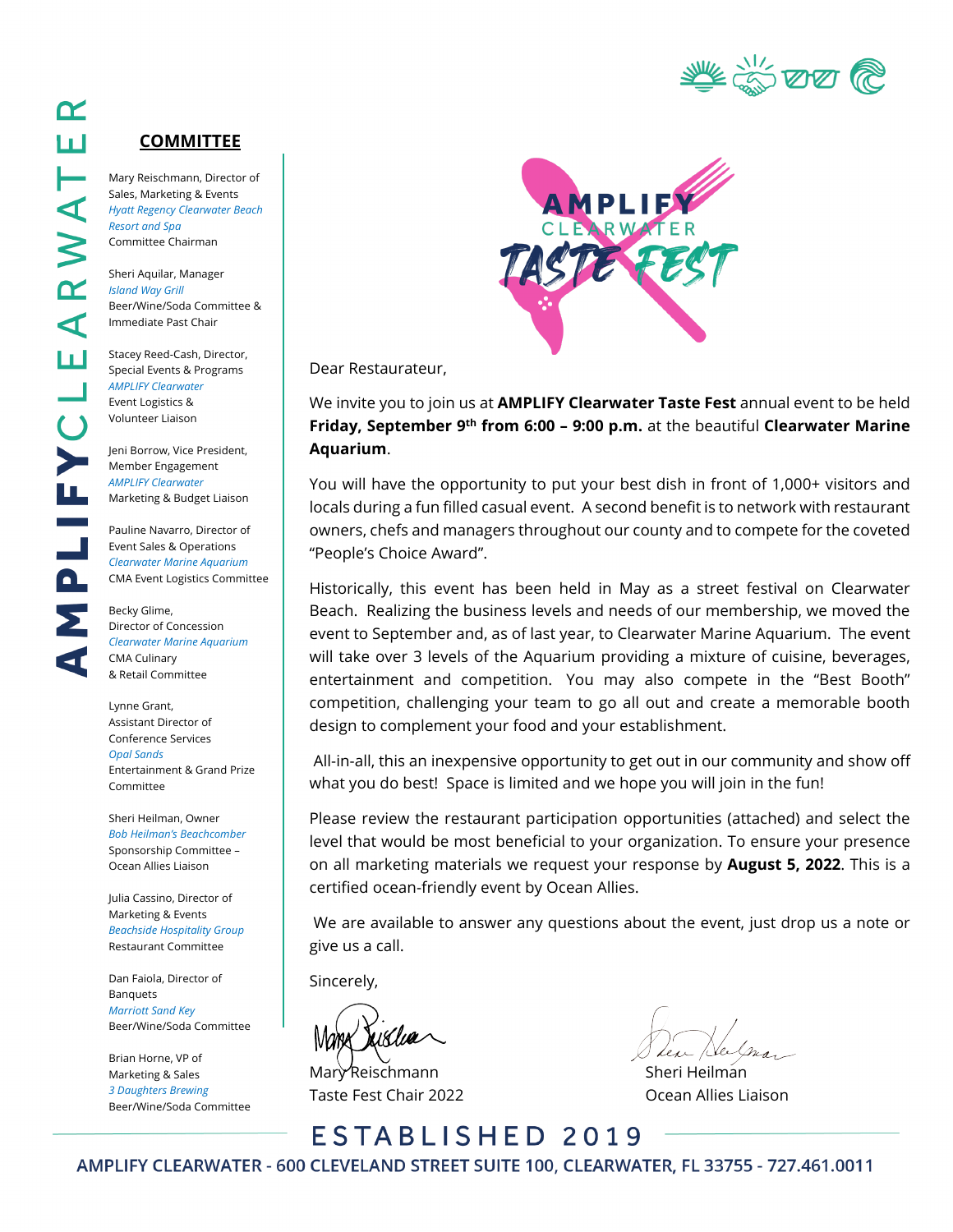AMPLIFY CLEARWATER

## COMMITTEE

Mary Reischmann, Director of Sales, Marketing & Events
*Hyatt Regency Clearwater Beach Resort and Spa*
Committee Chairman

Sheri Aquilar, Manager
*Island Way Grill*
Beer/Wine/Soda Committee & Immediate Past Chair

Stacey Reed-Cash, Director, Special Events & Programs
*AMPLIFY Clearwater*
Event Logistics & Volunteer Liaison

Jeni Borrow, Vice President, Member Engagement
*AMPLIFY Clearwater*
Marketing & Budget Liaison

Pauline Navarro, Director of Event Sales & Operations
*Clearwater Marine Aquarium*
CMA Event Logistics Committee

Becky Glime, Director of Concession
*Clearwater Marine Aquarium*
CMA Culinary & Retail Committee

Lynne Grant, Assistant Director of Conference Services
*Opal Sands*
Entertainment & Grand Prize Committee

Sheri Heilman, Owner
*Bob Heilman's Beachcomber*
Sponsorship Committee – Ocean Allies Liaison

Julia Cassino, Director of Marketing & Events
*Beachside Hospitality Group*
Restaurant Committee

Dan Faiola, Director of Banquets
*Marriott Sand Key*
Beer/Wine/Soda Committee

Brian Horne, VP of Marketing & Sales
*3 Daughters Brewing*
Beer/Wine/Soda Committee

AMPLIFY CLEARWATER TASTE FEST

Dear Restaurateur,

We invite you to join us at **AMPLIFY Clearwater Taste Fest** annual event to be held **Friday, September 9th from 6:00 – 9:00 p.m.** at the beautiful **Clearwater Marine Aquarium**.

You will have the opportunity to put your best dish in front of 1,000+ visitors and locals during a fun filled casual event. A second benefit is to network with restaurant owners, chefs and managers throughout our county and to compete for the coveted "People's Choice Award".

Historically, this event has been held in May as a street festival on Clearwater Beach. Realizing the business levels and needs of our membership, we moved the event to September and, as of last year, to Clearwater Marine Aquarium. The event will take over 3 levels of the Aquarium providing a mixture of cuisine, beverages, entertainment and competition. You may also compete in the "Best Booth" competition, challenging your team to go all out and create a memorable booth design to complement your food and your establishment.

All-in-all, this an inexpensive opportunity to get out in our community and show off what you do best! Space is limited and we hope you will join in the fun!

Please review the restaurant participation opportunities (attached) and select the level that would be most beneficial to your organization. To ensure your presence on all marketing materials we request your response by **August 5, 2022**. This is a certified ocean-friendly event by Ocean Allies.

We are available to answer any questions about the event, just drop us a note or give us a call.

Sincerely,

Mary Reischmann
Taste Fest Chair 2022

Sheri Heilman
Ocean Allies Liaison

ESTABLISHED 2019

AMPLIFY CLEARWATER - 600 CLEVELAND STREET SUITE 100, CLEARWATER, FL 33755 - 727.461.0011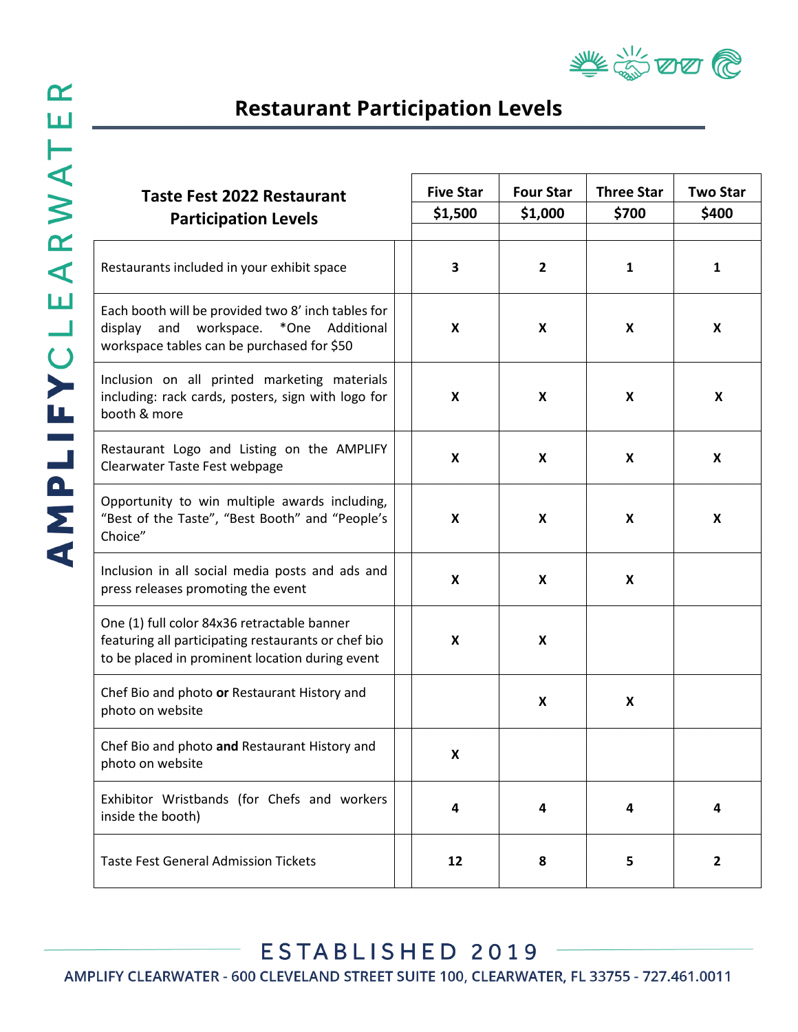## Restaurant Participation Levels

| Taste Fest 2022 Restaurant Participation Levels | Five Star $1,500 | Four Star $1,000 | Three Star $700 | Two Star $400 |
|---|---|---|---|---|
| Restaurants included in your exhibit space | 3 | 2 | 1 | 1 |
| Each booth will be provided two 8' inch tables for display and workspace. *One Additional workspace tables can be purchased for $50 | X | X | X | X |
| Inclusion on all printed marketing materials including: rack cards, posters, sign with logo for booth & more | X | X | X | X |
| Restaurant Logo and Listing on the AMPLIFY Clearwater Taste Fest webpage | X | X | X | X |
| Opportunity to win multiple awards including, "Best of the Taste", "Best Booth" and "People's Choice" | X | X | X | X |
| Inclusion in all social media posts and ads and press releases promoting the event | X | X | X | |
| One (1) full color 84x36 retractable banner featuring all participating restaurants or chef bio to be placed in prominent location during event | X | X | | |
| Chef Bio and photo **or** Restaurant History and photo on website | | X | X | |
| Chef Bio and photo **and** Restaurant History and photo on website | X | | | |
| Exhibitor Wristbands (for Chefs and workers inside the booth) | 4 | 4 | 4 | 4 |
| Taste Fest General Admission Tickets | 12 | 8 | 5 | 2 |

ESTABLISHED 2019

AMPLIFY CLEARWATER - 600 CLEVELAND STREET SUITE 100, CLEARWATER, FL 33755 - 727.461.0011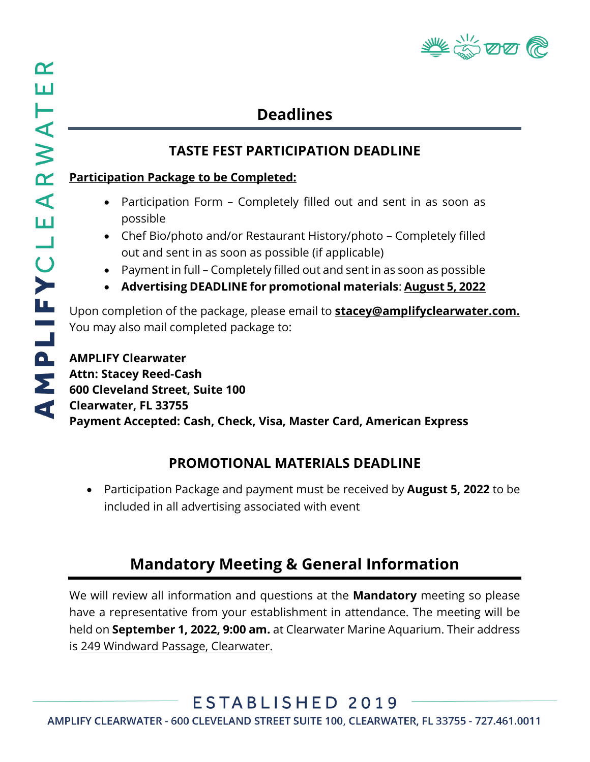## Deadlines

### TASTE FEST PARTICIPATION DEADLINE

**Participation Package to be Completed:**

- Participation Form – Completely filled out and sent in as soon as possible
- Chef Bio/photo and/or Restaurant History/photo – Completely filled out and sent in as soon as possible (if applicable)
- Payment in full – Completely filled out and sent in as soon as possible
- **Advertising DEADLINE for promotional materials**: **August 5, 2022**

Upon completion of the package, please email to **stacey@amplifyclearwater.com.** You may also mail completed package to:

**AMPLIFY Clearwater**
**Attn: Stacey Reed-Cash**
**600 Cleveland Street, Suite 100**
**Clearwater, FL 33755**
**Payment Accepted: Cash, Check, Visa, Master Card, American Express**

### PROMOTIONAL MATERIALS DEADLINE

- Participation Package and payment must be received by **August 5, 2022** to be included in all advertising associated with event

## Mandatory Meeting & General Information

We will review all information and questions at the **Mandatory** meeting so please have a representative from your establishment in attendance. The meeting will be held on **September 1, 2022, 9:00 am.** at Clearwater Marine Aquarium. Their address is 249 Windward Passage, Clearwater.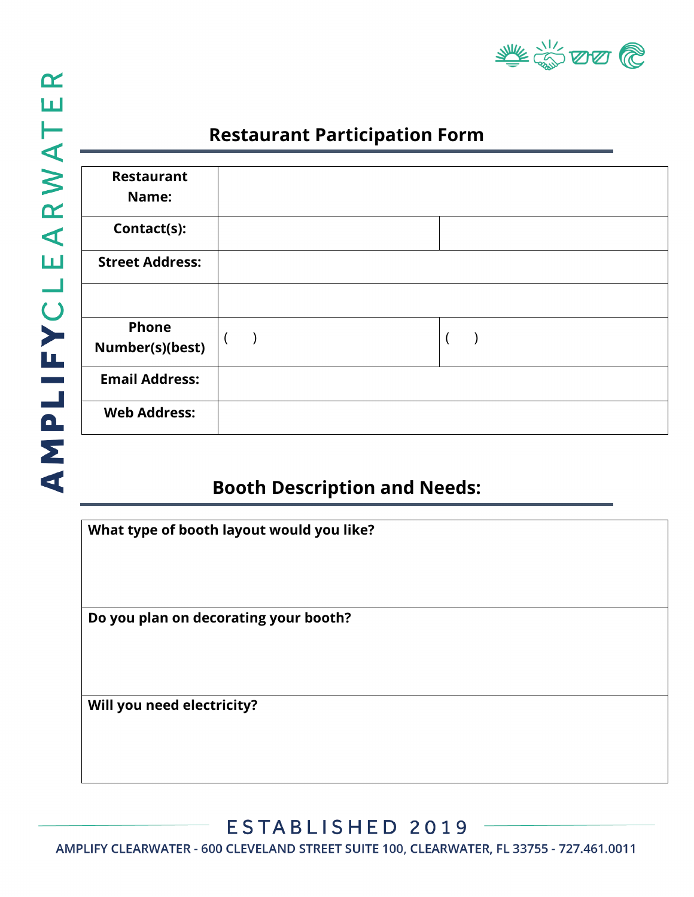## Restaurant Participation Form

| Restaurant Name: | | |
|---|---|---|
| Contact(s): | | |
| Street Address: | | |
| | | |
| Phone Number(s)(best) | (     ) | (     ) |
| Email Address: | | |
| Web Address: | | |

## Booth Description and Needs:

| What type of booth layout would you like? |
|---|
| **Do you plan on decorating your booth?** |
| **Will you need electricity?** |

ESTABLISHED 2019

AMPLIFY CLEARWATER - 600 CLEVELAND STREET SUITE 100, CLEARWATER, FL 33755 - 727.461.0011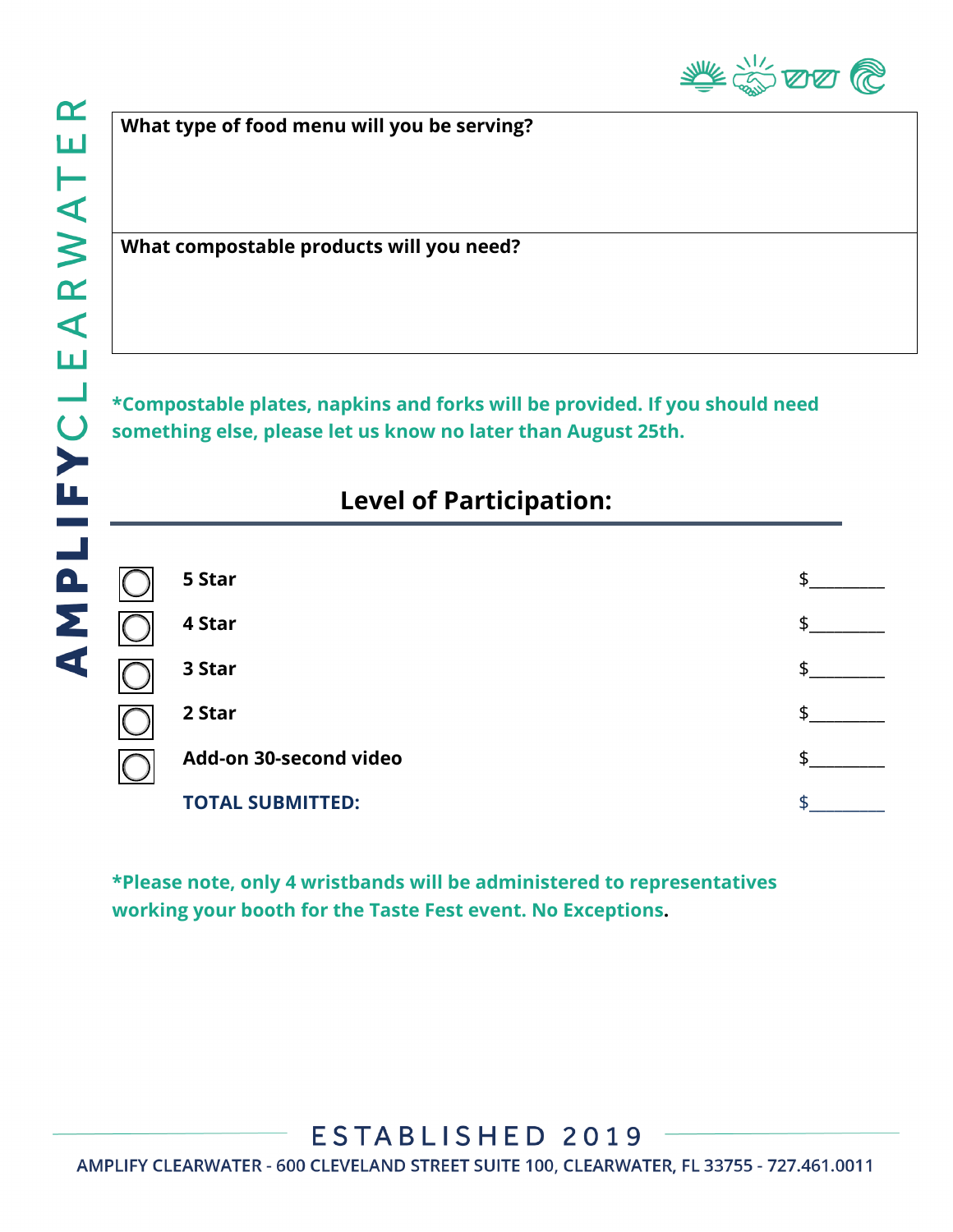| What type of food menu will you be serving? |
| --- |
| |

| What compostable products will you need? |
| --- |
| |

***Compostable plates, napkins and forks will be provided. If you should need something else, please let us know no later than August 25th.**

## Level of Participation:

| | | |
| --- | --- | --- |
| ◯ | **5 Star** | $________ |
| ◯ | **4 Star** | $________ |
| ◯ | **3 Star** | $________ |
| ◯ | **2 Star** | $________ |
| ◯ | **Add-on 30-second video** | $________ |
| | **TOTAL SUBMITTED:** | $________ |

***Please note, only 4 wristbands will be administered to representatives working your booth for the Taste Fest event. No Exceptions.**

ESTABLISHED 2019

AMPLIFY CLEARWATER - 600 CLEVELAND STREET SUITE 100, CLEARWATER, FL 33755 - 727.461.0011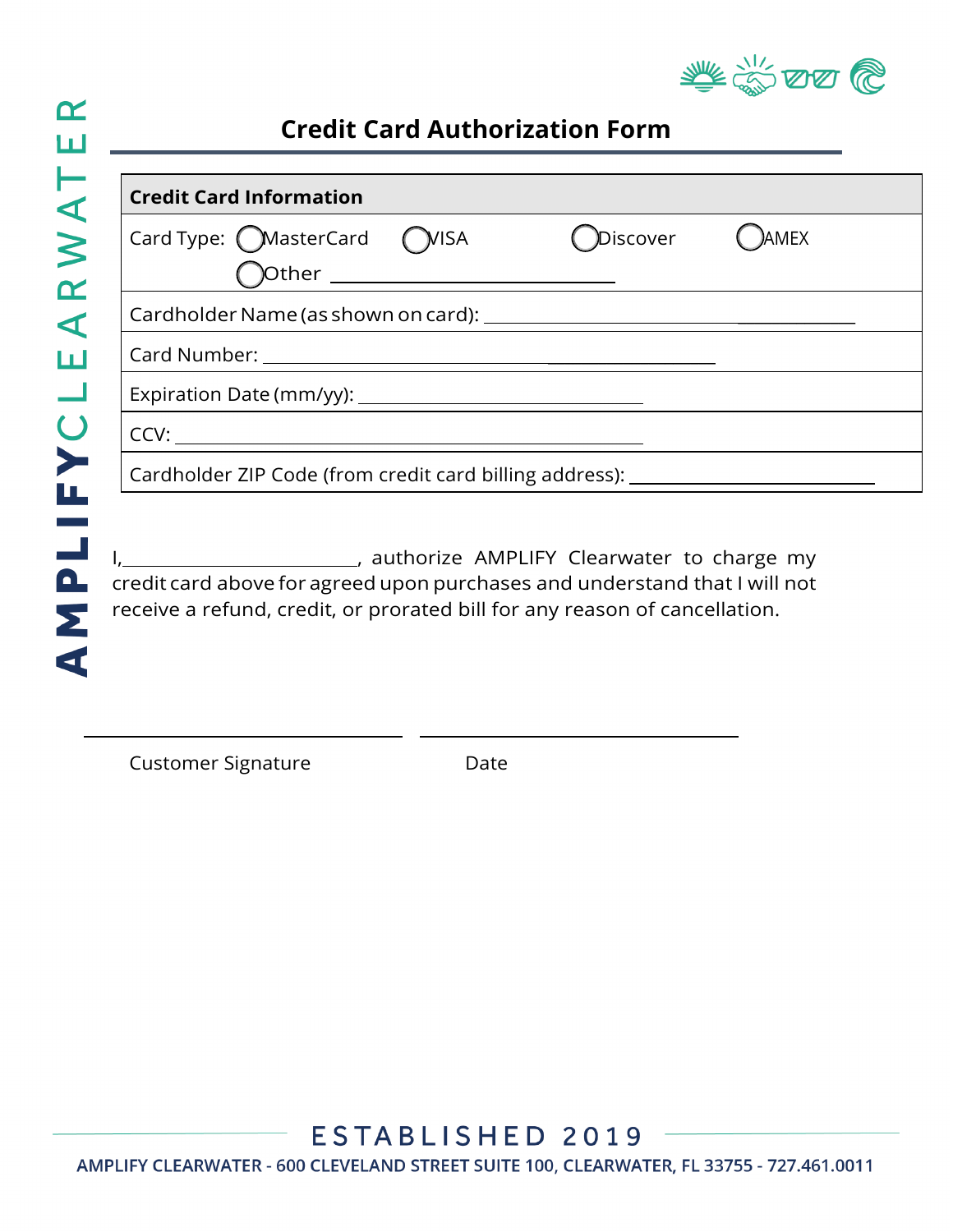AMPLIFYCLEARWATER

# Credit Card Authorization Form

| Credit Card Information |
| --- |
| Card Type: ◯ MasterCard ◯ VISA ◯ Discover ◯ AMEX ◯ Other ______________________ |
| Cardholder Name (as shown on card): ______________________________ |
| Card Number: ______________________________ |
| Expiration Date (mm/yy): ______________________________ |
| CCV: ______________________________ |
| Cardholder ZIP Code (from credit card billing address): ______________________ |

I, ______________________, authorize AMPLIFY Clearwater to charge my credit card above for agreed upon purchases and understand that I will not receive a refund, credit, or prorated bill for any reason of cancellation.

______________________________ ______________________________

Customer Signature Date

ESTABLISHED 2019

AMPLIFY CLEARWATER - 600 CLEVELAND STREET SUITE 100, CLEARWATER, FL 33755 - 727.461.0011